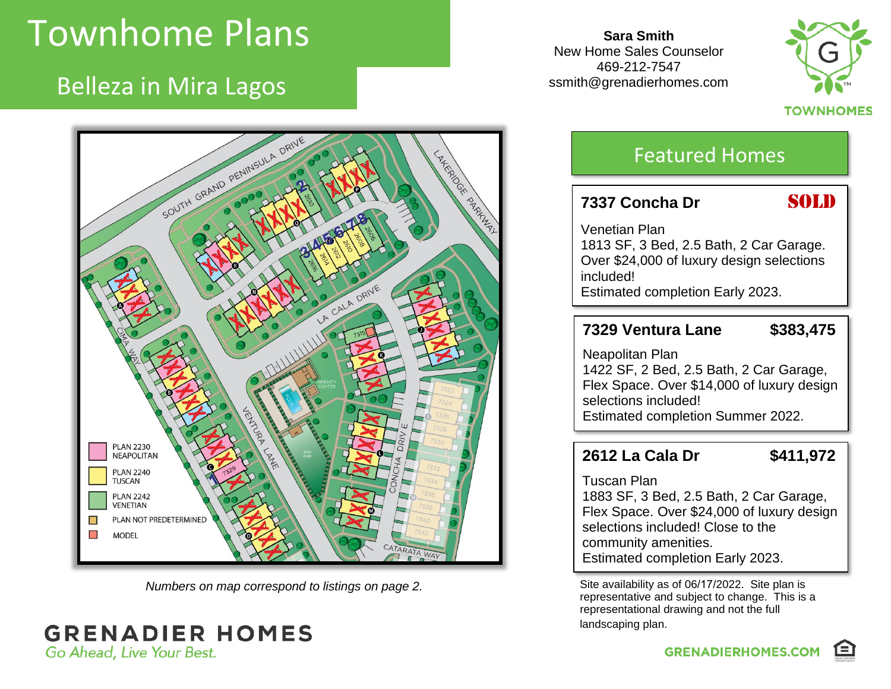# Townhome Plans

## Belleza in Mira Lagos

**Sara Smith**
New Home Sales Counselor
469-212-7547
ssmith@grenadierhomes.com

TOWNHOMES

PLAN 2230 NEAPOLITAN
PLAN 2240 TUSCAN
PLAN 2242 VENETIAN
PLAN NOT PREDETERMINED
MODEL

*Numbers on map correspond to listings on page 2.*

## Featured Homes

### 7337 Concha Dr — SOLD

Venetian Plan
1813 SF, 3 Bed, 2.5 Bath, 2 Car Garage. Over $24,000 of luxury design selections included!
Estimated completion Early 2023.

### 7329 Ventura Lane — $383,475

Neapolitan Plan
1422 SF, 2 Bed, 2.5 Bath, 2 Car Garage, Flex Space. Over $14,000 of luxury design selections included!
Estimated completion Summer 2022.

### 2612 La Cala Dr — $411,972

Tuscan Plan
1883 SF, 3 Bed, 2.5 Bath, 2 Car Garage, Flex Space. Over $24,000 of luxury design selections included! Close to the community amenities.
Estimated completion Early 2023.

Site availability as of 06/17/2022. Site plan is representative and subject to change. This is a representational drawing and not the full landscaping plan.

**GRENADIER HOMES**
*Go Ahead, Live Your Best.*

GRENADIERHOMES.COM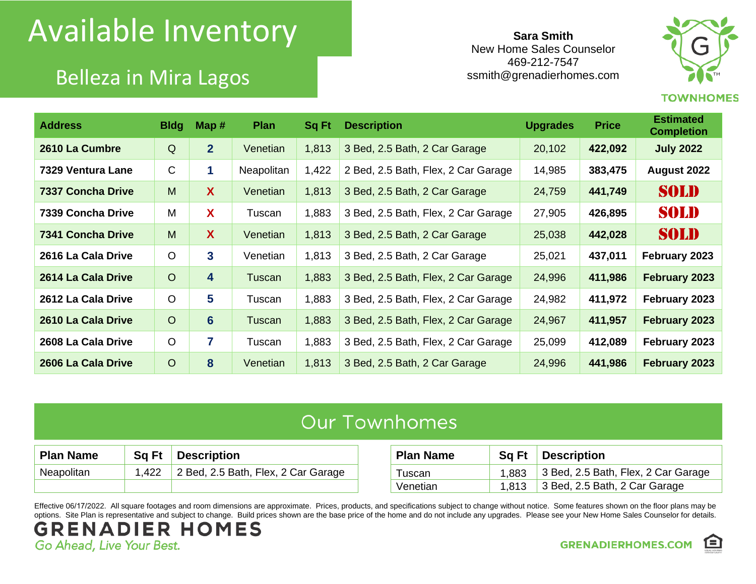# Available Inventory

## Belleza in Mira Lagos

**Sara Smith**
New Home Sales Counselor
469-212-7547
ssmith@grenadierhomes.com

TOWNHOMES

| Address | Bldg | Map # | Plan | Sq Ft | Description | Upgrades | Price | Estimated Completion |
|---|---|---|---|---|---|---|---|---|
| **2610 La Cumbre** | Q | **2** | Venetian | 1,813 | 3 Bed, 2.5 Bath, 2 Car Garage | 20,102 | **422,092** | **July 2022** |
| **7329 Ventura Lane** | C | **1** | Neapolitan | 1,422 | 2 Bed, 2.5 Bath, Flex, 2 Car Garage | 14,985 | **383,475** | **August 2022** |
| **7337 Concha Drive** | M | **X** | Venetian | 1,813 | 3 Bed, 2.5 Bath, 2 Car Garage | 24,759 | **441,749** | **SOLD** |
| **7339 Concha Drive** | M | **X** | Tuscan | 1,883 | 3 Bed, 2.5 Bath, Flex, 2 Car Garage | 27,905 | **426,895** | **SOLD** |
| **7341 Concha Drive** | M | **X** | Venetian | 1,813 | 3 Bed, 2.5 Bath, 2 Car Garage | 25,038 | **442,028** | **SOLD** |
| **2616 La Cala Drive** | O | **3** | Venetian | 1,813 | 3 Bed, 2.5 Bath, 2 Car Garage | 25,021 | **437,011** | **February 2023** |
| **2614 La Cala Drive** | O | **4** | Tuscan | 1,883 | 3 Bed, 2.5 Bath, Flex, 2 Car Garage | 24,996 | **411,986** | **February 2023** |
| **2612 La Cala Drive** | O | **5** | Tuscan | 1,883 | 3 Bed, 2.5 Bath, Flex, 2 Car Garage | 24,982 | **411,972** | **February 2023** |
| **2610 La Cala Drive** | O | **6** | Tuscan | 1,883 | 3 Bed, 2.5 Bath, Flex, 2 Car Garage | 24,967 | **411,957** | **February 2023** |
| **2608 La Cala Drive** | O | **7** | Tuscan | 1,883 | 3 Bed, 2.5 Bath, Flex, 2 Car Garage | 25,099 | **412,089** | **February 2023** |
| **2606 La Cala Drive** | O | **8** | Venetian | 1,813 | 3 Bed, 2.5 Bath, 2 Car Garage | 24,996 | **441,986** | **February 2023** |

## Our Townhomes

| Plan Name | Sq Ft | Description |
|---|---|---|
| Neapolitan | 1,422 | 2 Bed, 2.5 Bath, Flex, 2 Car Garage |
| Tuscan | 1,883 | 3 Bed, 2.5 Bath, Flex, 2 Car Garage |
| Venetian | 1,813 | 3 Bed, 2.5 Bath, 2 Car Garage |

Effective 06/17/2022. All square footages and room dimensions are approximate. Prices, products, and specifications subject to change without notice. Some features shown on the floor plans may be options. Site Plan is representative and subject to change. Build prices shown are the base price of the home and do not include any upgrades. Please see your New Home Sales Counselor for details.

**GRENADIER HOMES**
*Go Ahead, Live Your Best.*

GRENADIERHOMES.COM